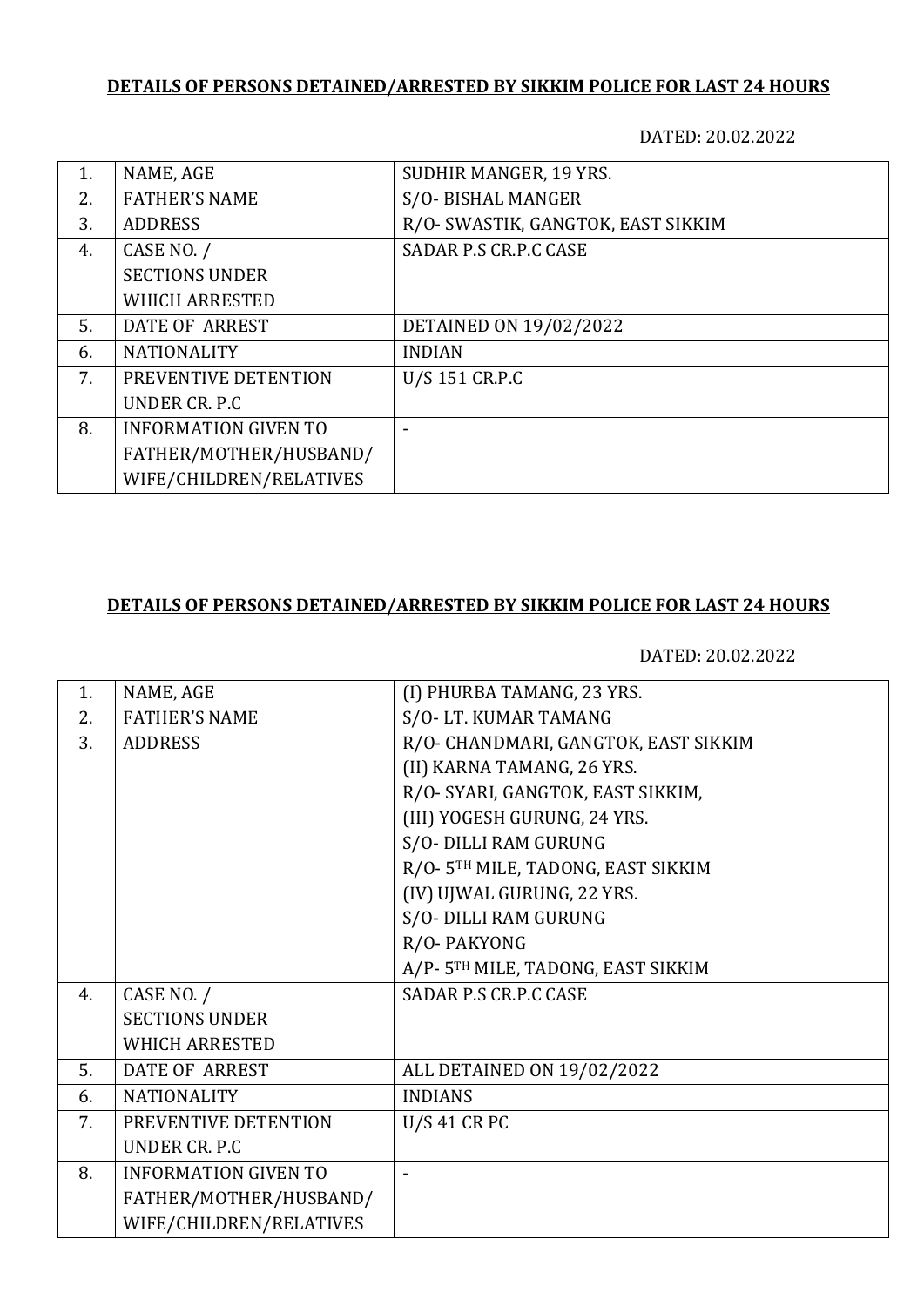**DETAILS OF PERSONS DETAINED/ARRESTED BY SIKKIM POLICE FOR LAST 24 HOURS**

DATED: 20.02.2022

| | | |
|---|---|---|
| 1. | NAME, AGE | SUDHIR MANGER, 19 YRS. |
| 2. | FATHER'S NAME | S/O- BISHAL MANGER |
| 3. | ADDRESS | R/O- SWASTIK, GANGTOK, EAST SIKKIM |
| 4. | CASE NO. / SECTIONS UNDER WHICH ARRESTED | SADAR P.S CR.P.C CASE |
| 5. | DATE OF ARREST | DETAINED ON 19/02/2022 |
| 6. | NATIONALITY | INDIAN |
| 7. | PREVENTIVE DETENTION UNDER CR. P.C | U/S 151 CR.P.C |
| 8. | INFORMATION GIVEN TO FATHER/MOTHER/HUSBAND/ WIFE/CHILDREN/RELATIVES | - |

**DETAILS OF PERSONS DETAINED/ARRESTED BY SIKKIM POLICE FOR LAST 24 HOURS**

DATED: 20.02.2022

| | | |
|---|---|---|
| 1.<br>2.<br>3. | NAME, AGE<br>FATHER'S NAME<br>ADDRESS | (I) PHURBA TAMANG, 23 YRS.<br>S/O- LT. KUMAR TAMANG<br>R/O- CHANDMARI, GANGTOK, EAST SIKKIM<br>(II) KARNA TAMANG, 26 YRS.<br>R/O- SYARI, GANGTOK, EAST SIKKIM,<br>(III) YOGESH GURUNG, 24 YRS.<br>S/O- DILLI RAM GURUNG<br>R/O- 5TH MILE, TADONG, EAST SIKKIM<br>(IV) UJWAL GURUNG, 22 YRS.<br>S/O- DILLI RAM GURUNG<br>R/O- PAKYONG<br>A/P- 5TH MILE, TADONG, EAST SIKKIM |
| 4. | CASE NO. / SECTIONS UNDER WHICH ARRESTED | SADAR P.S CR.P.C CASE |
| 5. | DATE OF ARREST | ALL DETAINED ON 19/02/2022 |
| 6. | NATIONALITY | INDIANS |
| 7. | PREVENTIVE DETENTION UNDER CR. P.C | U/S 41 CR PC |
| 8. | INFORMATION GIVEN TO FATHER/MOTHER/HUSBAND/ WIFE/CHILDREN/RELATIVES | - |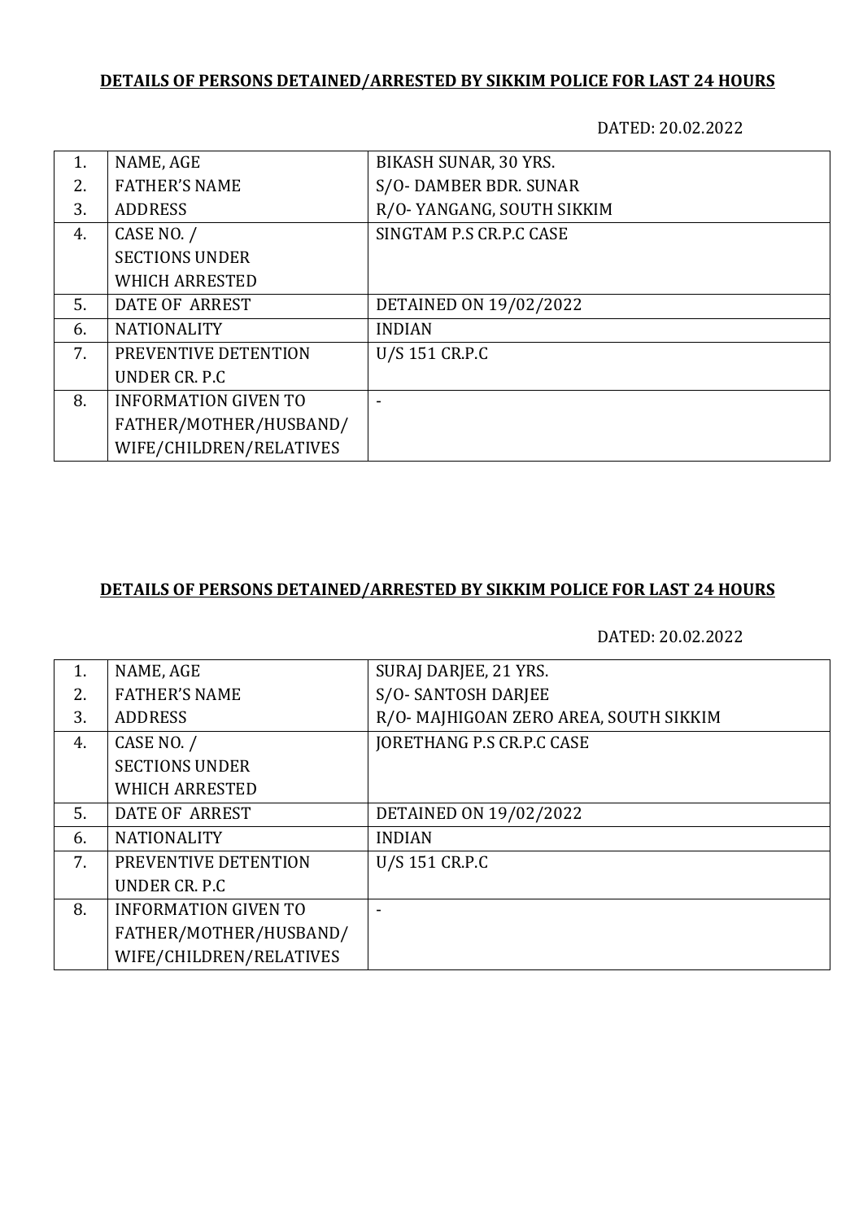**DETAILS OF PERSONS DETAINED/ARRESTED BY SIKKIM POLICE FOR LAST 24 HOURS**

DATED: 20.02.2022

| | | |
|---|---|---|
| 1. | NAME, AGE | BIKASH SUNAR, 30 YRS. |
| 2. | FATHER'S NAME | S/O- DAMBER BDR. SUNAR |
| 3. | ADDRESS | R/O- YANGANG, SOUTH SIKKIM |
| 4. | CASE NO. / SECTIONS UNDER WHICH ARRESTED | SINGTAM P.S CR.P.C CASE |
| 5. | DATE OF ARREST | DETAINED ON 19/02/2022 |
| 6. | NATIONALITY | INDIAN |
| 7. | PREVENTIVE DETENTION UNDER CR. P.C | U/S 151 CR.P.C |
| 8. | INFORMATION GIVEN TO FATHER/MOTHER/HUSBAND/ WIFE/CHILDREN/RELATIVES | - |

**DETAILS OF PERSONS DETAINED/ARRESTED BY SIKKIM POLICE FOR LAST 24 HOURS**

DATED: 20.02.2022

| | | |
|---|---|---|
| 1. | NAME, AGE | SURAJ DARJEE, 21 YRS. |
| 2. | FATHER'S NAME | S/O- SANTOSH DARJEE |
| 3. | ADDRESS | R/O- MAJHIGOAN ZERO AREA, SOUTH SIKKIM |
| 4. | CASE NO. / SECTIONS UNDER WHICH ARRESTED | JORETHANG P.S CR.P.C CASE |
| 5. | DATE OF ARREST | DETAINED ON 19/02/2022 |
| 6. | NATIONALITY | INDIAN |
| 7. | PREVENTIVE DETENTION UNDER CR. P.C | U/S 151 CR.P.C |
| 8. | INFORMATION GIVEN TO FATHER/MOTHER/HUSBAND/ WIFE/CHILDREN/RELATIVES | - |